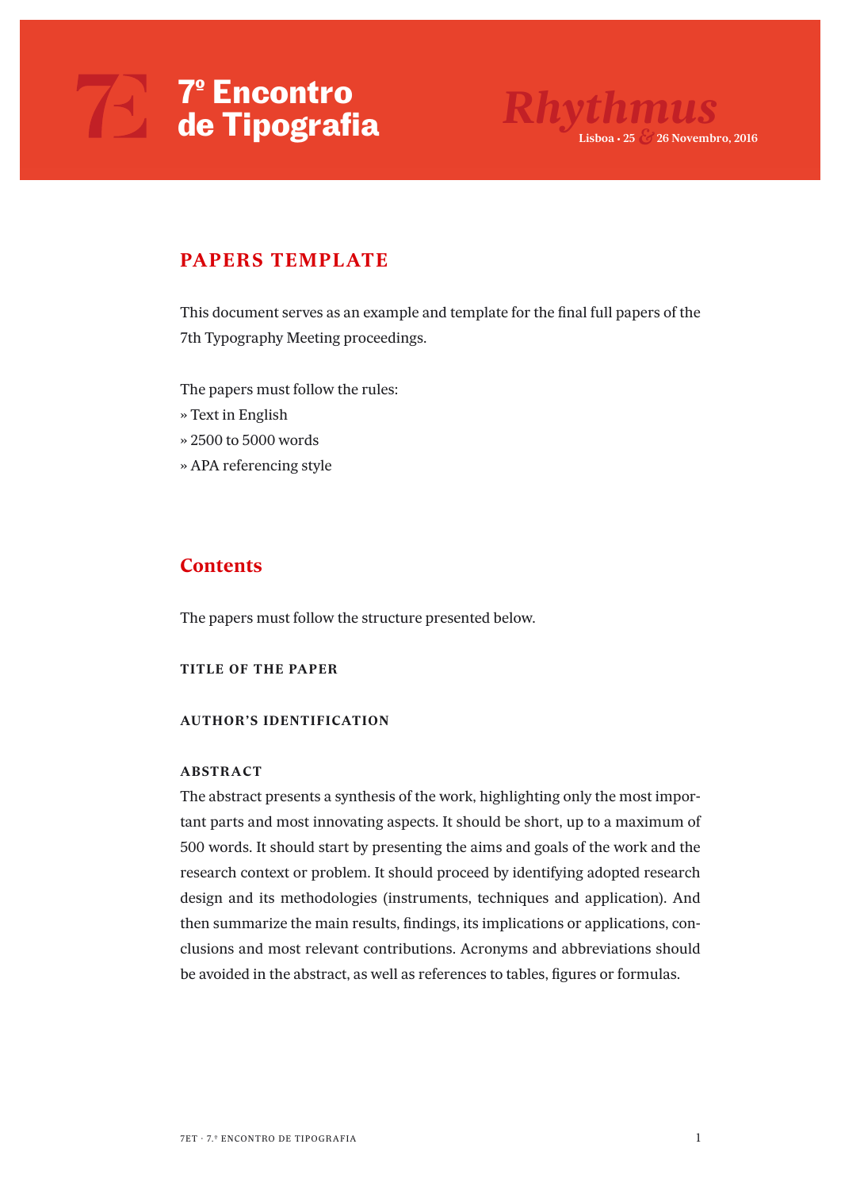# 7º Encontro de Tipografia

*Rhythmus*

Lisboa • 25 & 26 Novembro, 2016

## PAPERS TEMPLATE

This document serves as an example and template for the final full papers of the 7th Typography Meeting proceedings.

The papers must follow the rules:
» Text in English
» 2500 to 5000 words
» APA referencing style

## Contents

The papers must follow the structure presented below.

### TITLE OF THE PAPER

### AUTHOR'S IDENTIFICATION

### ABSTRACT

The abstract presents a synthesis of the work, highlighting only the most important parts and most innovating aspects. It should be short, up to a maximum of 500 words. It should start by presenting the aims and goals of the work and the research context or problem. It should proceed by identifying adopted research design and its methodologies (instruments, techniques and application). And then summarize the main results, findings, its implications or applications, conclusions and most relevant contributions. Acronyms and abbreviations should be avoided in the abstract, as well as references to tables, figures or formulas.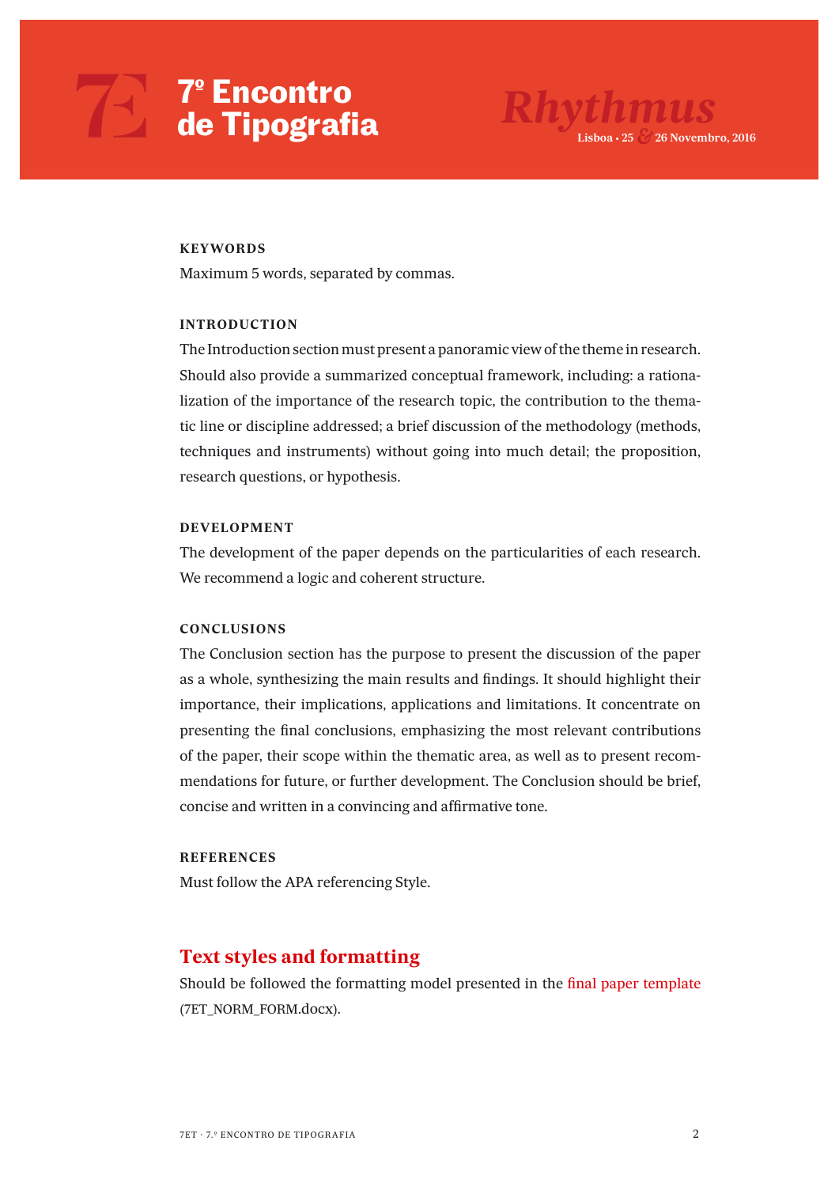### KEYWORDS

Maximum 5 words, separated by commas.

### INTRODUCTION

The Introduction section must present a panoramic view of the theme in research. Should also provide a summarized conceptual framework, including: a rationalization of the importance of the research topic, the contribution to the thematic line or discipline addressed; a brief discussion of the methodology (methods, techniques and instruments) without going into much detail; the proposition, research questions, or hypothesis.

### DEVELOPMENT

The development of the paper depends on the particularities of each research. We recommend a logic and coherent structure.

### CONCLUSIONS

The Conclusion section has the purpose to present the discussion of the paper as a whole, synthesizing the main results and findings. It should highlight their importance, their implications, applications and limitations. It concentrate on presenting the final conclusions, emphasizing the most relevant contributions of the paper, their scope within the thematic area, as well as to present recommendations for future, or further development. The Conclusion should be brief, concise and written in a convincing and affirmative tone.

### REFERENCES

Must follow the APA referencing Style.

## Text styles and formatting

Should be followed the formatting model presented in the final paper template (7ET_NORM_FORM.docx).